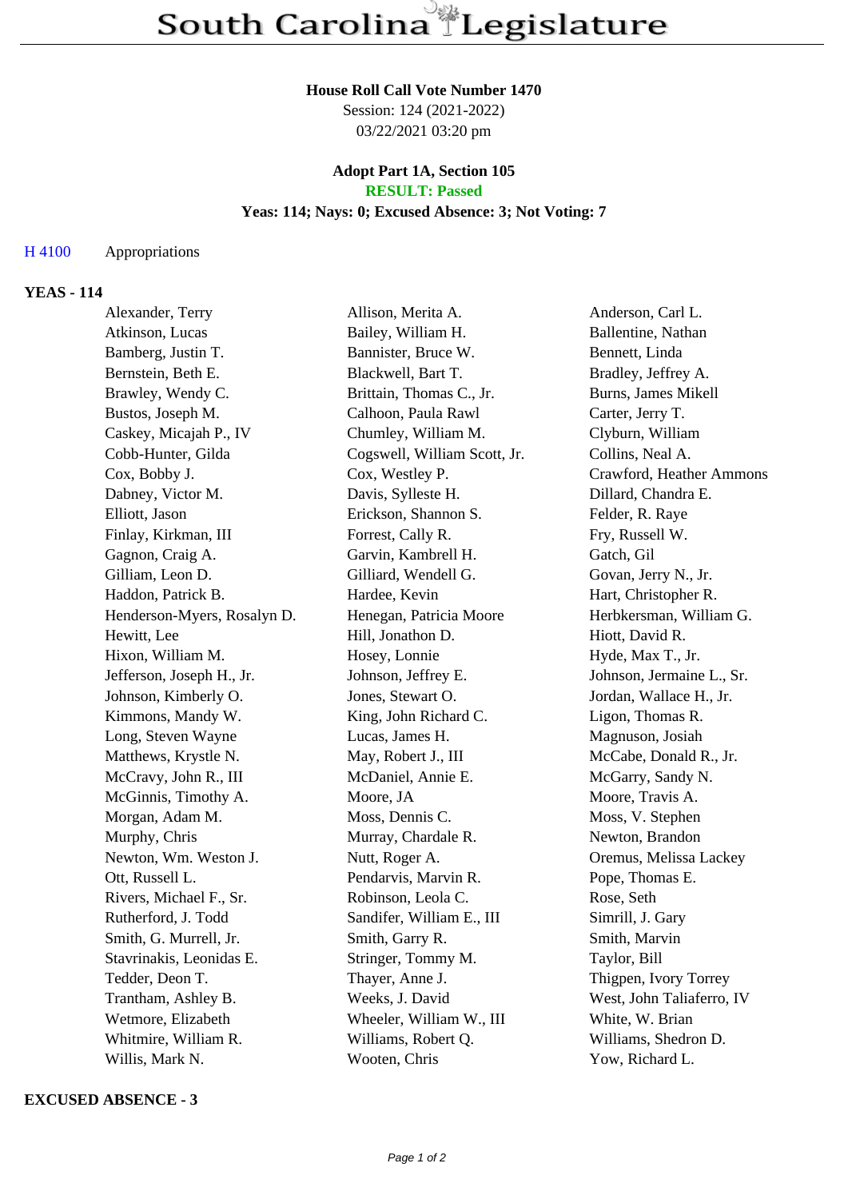# South Carolina Legislature

**House Roll Call Vote Number 1470**
Session: 124 (2021-2022)
03/22/2021 03:20 pm

**Adopt Part 1A, Section 105**
**RESULT: Passed**
**Yeas: 114; Nays: 0; Excused Absence: 3; Not Voting: 7**

H 4100 Appropriations

**YEAS - 114**

| | | |
|---|---|---|
| Alexander, Terry | Allison, Merita A. | Anderson, Carl L. |
| Atkinson, Lucas | Bailey, William H. | Ballentine, Nathan |
| Bamberg, Justin T. | Bannister, Bruce W. | Bennett, Linda |
| Bernstein, Beth E. | Blackwell, Bart T. | Bradley, Jeffrey A. |
| Brawley, Wendy C. | Brittain, Thomas C., Jr. | Burns, James Mikell |
| Bustos, Joseph M. | Calhoon, Paula Rawl | Carter, Jerry T. |
| Caskey, Micajah P., IV | Chumley, William M. | Clyburn, William |
| Cobb-Hunter, Gilda | Cogswell, William Scott, Jr. | Collins, Neal A. |
| Cox, Bobby J. | Cox, Westley P. | Crawford, Heather Ammons |
| Dabney, Victor M. | Davis, Sylleste H. | Dillard, Chandra E. |
| Elliott, Jason | Erickson, Shannon S. | Felder, R. Raye |
| Finlay, Kirkman, III | Forrest, Cally R. | Fry, Russell W. |
| Gagnon, Craig A. | Garvin, Kambrell H. | Gatch, Gil |
| Gilliam, Leon D. | Gilliard, Wendell G. | Govan, Jerry N., Jr. |
| Haddon, Patrick B. | Hardee, Kevin | Hart, Christopher R. |
| Henderson-Myers, Rosalyn D. | Henegan, Patricia Moore | Herbkersman, William G. |
| Hewitt, Lee | Hill, Jonathon D. | Hiott, David R. |
| Hixon, William M. | Hosey, Lonnie | Hyde, Max T., Jr. |
| Jefferson, Joseph H., Jr. | Johnson, Jeffrey E. | Johnson, Jermaine L., Sr. |
| Johnson, Kimberly O. | Jones, Stewart O. | Jordan, Wallace H., Jr. |
| Kimmons, Mandy W. | King, John Richard C. | Ligon, Thomas R. |
| Long, Steven Wayne | Lucas, James H. | Magnuson, Josiah |
| Matthews, Krystle N. | May, Robert J., III | McCabe, Donald R., Jr. |
| McCravy, John R., III | McDaniel, Annie E. | McGarry, Sandy N. |
| McGinnis, Timothy A. | Moore, JA | Moore, Travis A. |
| Morgan, Adam M. | Moss, Dennis C. | Moss, V. Stephen |
| Murphy, Chris | Murray, Chardale R. | Newton, Brandon |
| Newton, Wm. Weston J. | Nutt, Roger A. | Oremus, Melissa Lackey |
| Ott, Russell L. | Pendarvis, Marvin R. | Pope, Thomas E. |
| Rivers, Michael F., Sr. | Robinson, Leola C. | Rose, Seth |
| Rutherford, J. Todd | Sandifer, William E., III | Simrill, J. Gary |
| Smith, G. Murrell, Jr. | Smith, Garry R. | Smith, Marvin |
| Stavrinakis, Leonidas E. | Stringer, Tommy M. | Taylor, Bill |
| Tedder, Deon T. | Thayer, Anne J. | Thigpen, Ivory Torrey |
| Trantham, Ashley B. | Weeks, J. David | West, John Taliaferro, IV |
| Wetmore, Elizabeth | Wheeler, William W., III | White, W. Brian |
| Whitmire, William R. | Williams, Robert Q. | Williams, Shedron D. |
| Willis, Mark N. | Wooten, Chris | Yow, Richard L. |

**EXCUSED ABSENCE - 3**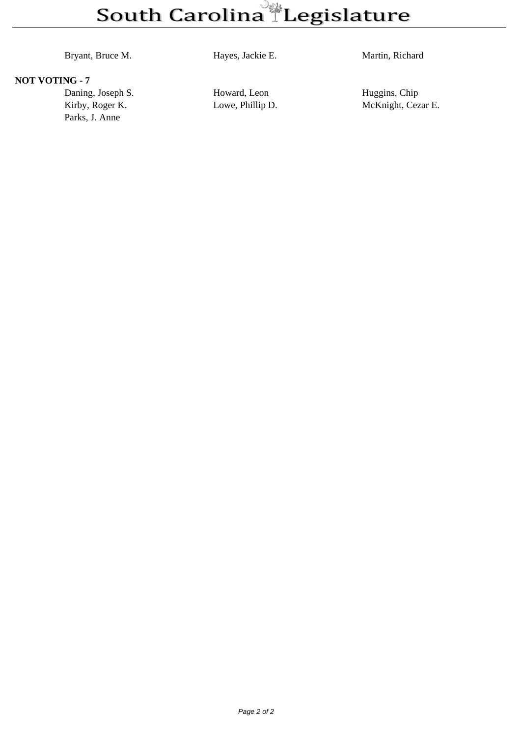| | | |
|---|---|---|
| Bryant, Bruce M. | Hayes, Jackie E. | Martin, Richard |

**NOT VOTING - 7**

| | | |
|---|---|---|
| Daning, Joseph S. | Howard, Leon | Huggins, Chip |
| Kirby, Roger K. | Lowe, Phillip D. | McKnight, Cezar E. |
| Parks, J. Anne | | |